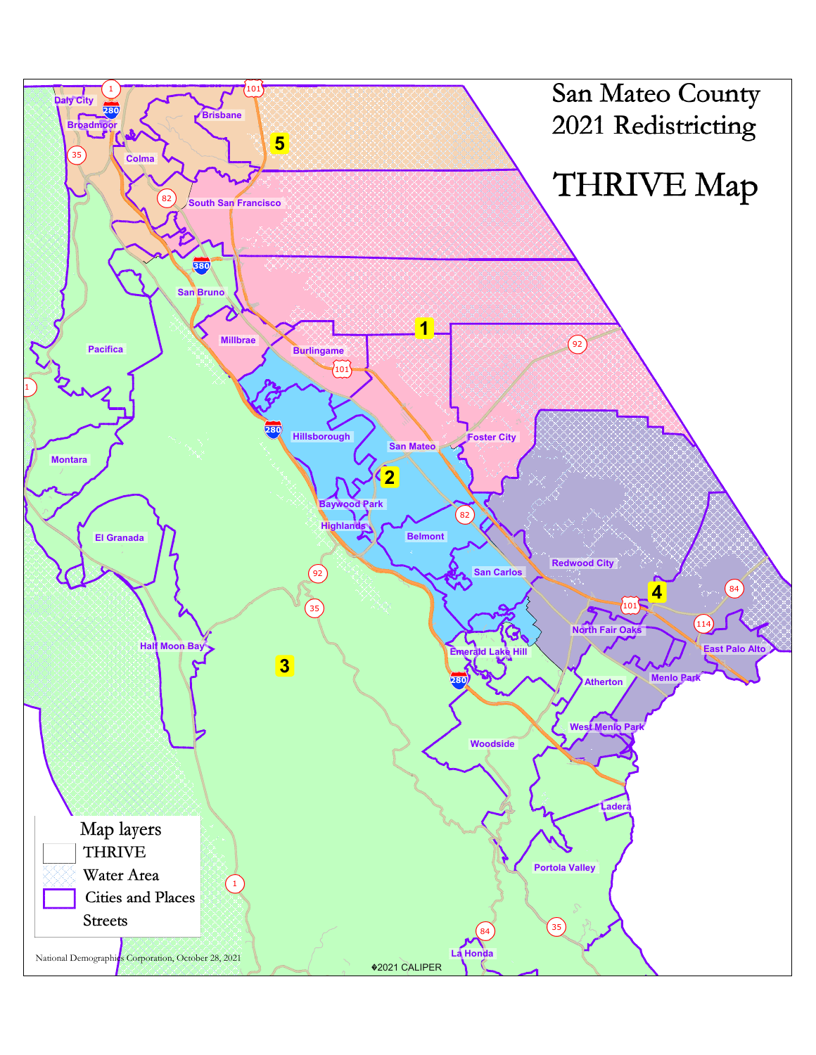# San Mateo County 2021 Redistricting

## THRIVE Map

Map layers

- THRIVE
- Water Area
- Cities and Places
- Streets

National Demographics Corporation, October 28, 2021

©2021 CALIPER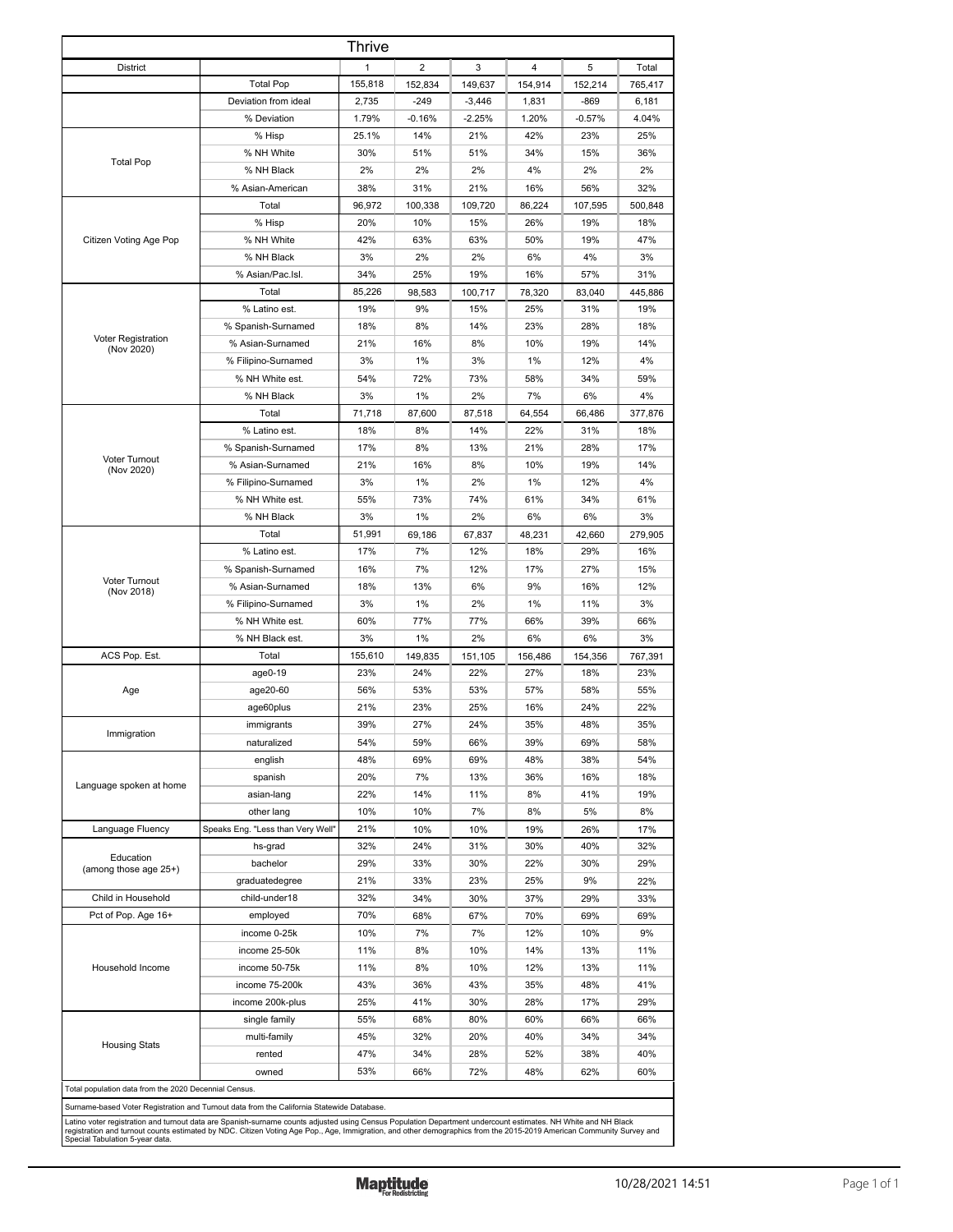# Thrive

| District | | 1 | 2 | 3 | 4 | 5 | Total |
|---|---|---|---|---|---|---|---|
| | Total Pop | 155,818 | 152,834 | 149,637 | 154,914 | 152,214 | 765,417 |
| | Deviation from ideal | 2,735 | -249 | -3,446 | 1,831 | -869 | 6,181 |
| | % Deviation | 1.79% | -0.16% | -2.25% | 1.20% | -0.57% | 4.04% |
| Total Pop | % Hisp | 25.1% | 14% | 21% | 42% | 23% | 25% |
| | % NH White | 30% | 51% | 51% | 34% | 15% | 36% |
| | % NH Black | 2% | 2% | 2% | 4% | 2% | 2% |
| | % Asian-American | 38% | 31% | 21% | 16% | 56% | 32% |
| Citizen Voting Age Pop | Total | 96,972 | 100,338 | 109,720 | 86,224 | 107,595 | 500,848 |
| | % Hisp | 20% | 10% | 15% | 26% | 19% | 18% |
| | % NH White | 42% | 63% | 63% | 50% | 19% | 47% |
| | % NH Black | 3% | 2% | 2% | 6% | 4% | 3% |
| | % Asian/Pac.Isl. | 34% | 25% | 19% | 16% | 57% | 31% |
| Voter Registration (Nov 2020) | Total | 85,226 | 98,583 | 100,717 | 78,320 | 83,040 | 445,886 |
| | % Latino est. | 19% | 9% | 15% | 25% | 31% | 19% |
| | % Spanish-Surnamed | 18% | 8% | 14% | 23% | 28% | 18% |
| | % Asian-Surnamed | 21% | 16% | 8% | 10% | 19% | 14% |
| | % Filipino-Surnamed | 3% | 1% | 3% | 1% | 12% | 4% |
| | % NH White est. | 54% | 72% | 73% | 58% | 34% | 59% |
| | % NH Black | 3% | 1% | 2% | 7% | 6% | 4% |
| Voter Turnout (Nov 2020) | Total | 71,718 | 87,600 | 87,518 | 64,554 | 66,486 | 377,876 |
| | % Latino est. | 18% | 8% | 14% | 22% | 31% | 18% |
| | % Spanish-Surnamed | 17% | 8% | 13% | 21% | 28% | 17% |
| | % Asian-Surnamed | 21% | 16% | 8% | 10% | 19% | 14% |
| | % Filipino-Surnamed | 3% | 1% | 2% | 1% | 12% | 4% |
| | % NH White est. | 55% | 73% | 74% | 61% | 34% | 61% |
| | % NH Black | 3% | 1% | 2% | 6% | 6% | 3% |
| Voter Turnout (Nov 2018) | Total | 51,991 | 69,186 | 67,837 | 48,231 | 42,660 | 279,905 |
| | % Latino est. | 17% | 7% | 12% | 18% | 29% | 16% |
| | % Spanish-Surnamed | 16% | 7% | 12% | 17% | 27% | 15% |
| | % Asian-Surnamed | 18% | 13% | 6% | 9% | 16% | 12% |
| | % Filipino-Surnamed | 3% | 1% | 2% | 1% | 11% | 3% |
| | % NH White est. | 60% | 77% | 77% | 66% | 39% | 66% |
| | % NH Black est. | 3% | 1% | 2% | 6% | 6% | 3% |
| ACS Pop. Est. | Total | 155,610 | 149,835 | 151,105 | 156,486 | 154,356 | 767,391 |
| Age | age0-19 | 23% | 24% | 22% | 27% | 18% | 23% |
| | age20-60 | 56% | 53% | 53% | 57% | 58% | 55% |
| | age60plus | 21% | 23% | 25% | 16% | 24% | 22% |
| Immigration | immigrants | 39% | 27% | 24% | 35% | 48% | 35% |
| | naturalized | 54% | 59% | 66% | 39% | 69% | 58% |
| Language spoken at home | english | 48% | 69% | 69% | 48% | 38% | 54% |
| | spanish | 20% | 7% | 13% | 36% | 16% | 18% |
| | asian-lang | 22% | 14% | 11% | 8% | 41% | 19% |
| | other lang | 10% | 10% | 7% | 8% | 5% | 8% |
| Language Fluency | Speaks Eng. "Less than Very Well" | 21% | 10% | 10% | 19% | 26% | 17% |
| Education (among those age 25+) | hs-grad | 32% | 24% | 31% | 30% | 40% | 32% |
| | bachelor | 29% | 33% | 30% | 22% | 30% | 29% |
| | graduatedegree | 21% | 33% | 23% | 25% | 9% | 22% |
| Child in Household | child-under18 | 32% | 34% | 30% | 37% | 29% | 33% |
| Pct of Pop. Age 16+ | employed | 70% | 68% | 67% | 70% | 69% | 69% |
| Household Income | income 0-25k | 10% | 7% | 7% | 12% | 10% | 9% |
| | income 25-50k | 11% | 8% | 10% | 14% | 13% | 11% |
| | income 50-75k | 11% | 8% | 10% | 12% | 13% | 11% |
| | income 75-200k | 43% | 36% | 43% | 35% | 48% | 41% |
| | income 200k-plus | 25% | 41% | 30% | 28% | 17% | 29% |
| Housing Stats | single family | 55% | 68% | 80% | 60% | 66% | 66% |
| | multi-family | 45% | 32% | 20% | 40% | 34% | 34% |
| | rented | 47% | 34% | 28% | 52% | 38% | 40% |
| | owned | 53% | 66% | 72% | 48% | 62% | 60% |

Total population data from the 2020 Decennial Census.

Surname-based Voter Registration and Turnout data from the California Statewide Database.

Latino voter registration and turnout data are Spanish-surname counts adjusted using Census Population Department undercount estimates. NH White and NH Black registration and turnout counts estimated by NDC. Citizen Voting Age Pop., Age, Immigration, and other demographics from the 2015-2019 American Community Survey and Special Tabulation 5-year data.

10/28/2021 14:51